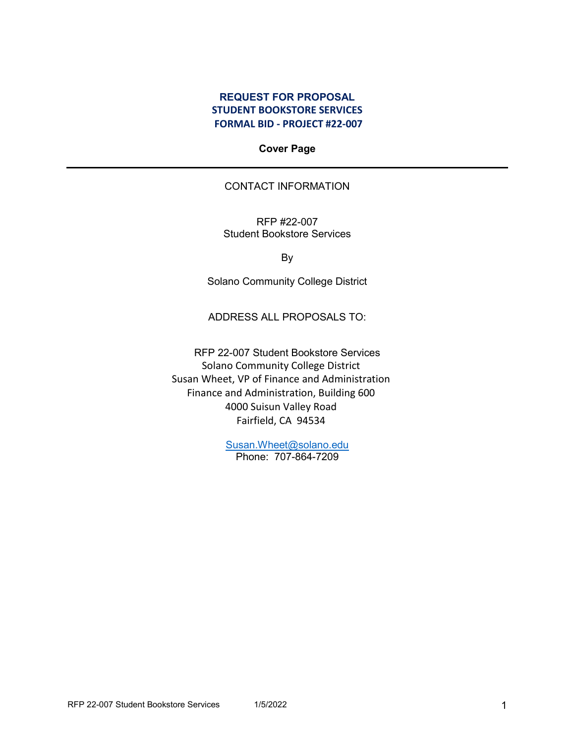# REQUEST FOR PROPOSAL
## STUDENT BOOKSTORE SERVICES
## FORMAL BID - PROJECT #22-007

**Cover Page**

---

CONTACT INFORMATION

RFP #22-007
Student Bookstore Services

By

Solano Community College District

ADDRESS ALL PROPOSALS TO:

RFP 22-007 Student Bookstore Services
Solano Community College District
Susan Wheet, VP of Finance and Administration
Finance and Administration, Building 600
4000 Suisun Valley Road
Fairfield, CA 94534

Susan.Wheet@solano.edu
Phone: 707-864-7209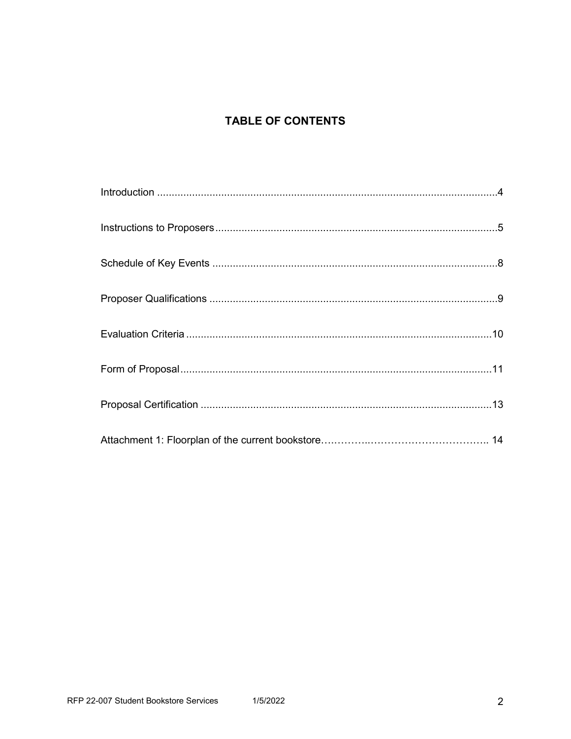# TABLE OF CONTENTS

Introduction ....................................................................................................................4

Instructions to Proposers................................................................................................5

Schedule of Key Events .................................................................................................8

Proposer Qualifications ..................................................................................................9

Evaluation Criteria ........................................................................................................10

Form of Proposal..........................................................................................................11

Proposal Certification ...................................................................................................13

Attachment 1: Floorplan of the current bookstore…………..…………………………….. 14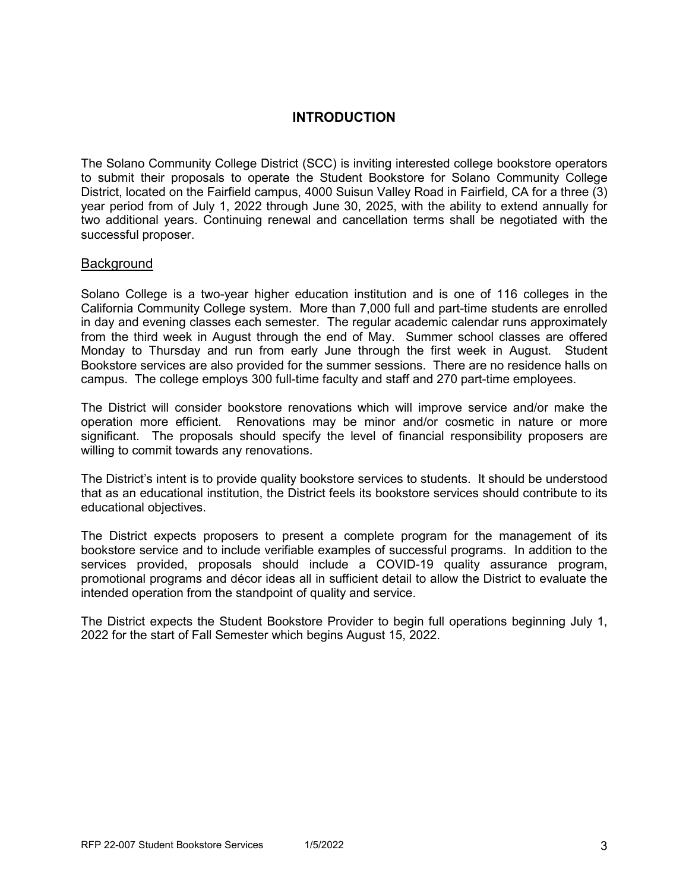# INTRODUCTION

The Solano Community College District (SCC) is inviting interested college bookstore operators to submit their proposals to operate the Student Bookstore for Solano Community College District, located on the Fairfield campus, 4000 Suisun Valley Road in Fairfield, CA for a three (3) year period from of July 1, 2022 through June 30, 2025, with the ability to extend annually for two additional years. Continuing renewal and cancellation terms shall be negotiated with the successful proposer.

## Background

Solano College is a two-year higher education institution and is one of 116 colleges in the California Community College system. More than 7,000 full and part-time students are enrolled in day and evening classes each semester. The regular academic calendar runs approximately from the third week in August through the end of May. Summer school classes are offered Monday to Thursday and run from early June through the first week in August. Student Bookstore services are also provided for the summer sessions. There are no residence halls on campus. The college employs 300 full-time faculty and staff and 270 part-time employees.

The District will consider bookstore renovations which will improve service and/or make the operation more efficient. Renovations may be minor and/or cosmetic in nature or more significant. The proposals should specify the level of financial responsibility proposers are willing to commit towards any renovations.

The District's intent is to provide quality bookstore services to students. It should be understood that as an educational institution, the District feels its bookstore services should contribute to its educational objectives.

The District expects proposers to present a complete program for the management of its bookstore service and to include verifiable examples of successful programs. In addition to the services provided, proposals should include a COVID-19 quality assurance program, promotional programs and décor ideas all in sufficient detail to allow the District to evaluate the intended operation from the standpoint of quality and service.

The District expects the Student Bookstore Provider to begin full operations beginning July 1, 2022 for the start of Fall Semester which begins August 15, 2022.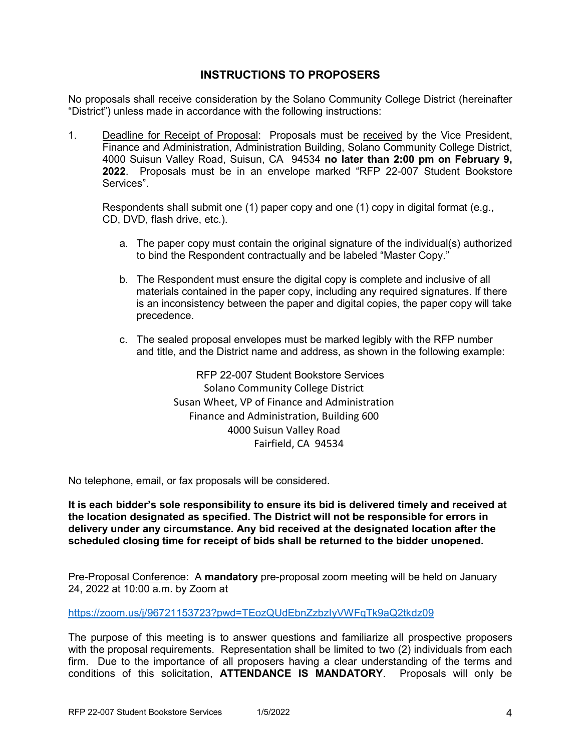## INSTRUCTIONS TO PROPOSERS

No proposals shall receive consideration by the Solano Community College District (hereinafter "District") unless made in accordance with the following instructions:

1. Deadline for Receipt of Proposal: Proposals must be received by the Vice President, Finance and Administration, Administration Building, Solano Community College District, 4000 Suisun Valley Road, Suisun, CA 94534 **no later than 2:00 pm on February 9, 2022**. Proposals must be in an envelope marked "RFP 22-007 Student Bookstore Services".

   Respondents shall submit one (1) paper copy and one (1) copy in digital format (e.g., CD, DVD, flash drive, etc.).

   a. The paper copy must contain the original signature of the individual(s) authorized to bind the Respondent contractually and be labeled "Master Copy."

   b. The Respondent must ensure the digital copy is complete and inclusive of all materials contained in the paper copy, including any required signatures. If there is an inconsistency between the paper and digital copies, the paper copy will take precedence.

   c. The sealed proposal envelopes must be marked legibly with the RFP number and title, and the District name and address, as shown in the following example:

   RFP 22-007 Student Bookstore Services
   Solano Community College District
   Susan Wheet, VP of Finance and Administration
   Finance and Administration, Building 600
   4000 Suisun Valley Road
   Fairfield, CA 94534

No telephone, email, or fax proposals will be considered.

**It is each bidder's sole responsibility to ensure its bid is delivered timely and received at the location designated as specified. The District will not be responsible for errors in delivery under any circumstance. Any bid received at the designated location after the scheduled closing time for receipt of bids shall be returned to the bidder unopened.**

Pre-Proposal Conference: A **mandatory** pre-proposal zoom meeting will be held on January 24, 2022 at 10:00 a.m. by Zoom at

https://zoom.us/j/96721153723?pwd=TEozQUdEbnZzbzIyVWFqTk9aQ2tkdz09

The purpose of this meeting is to answer questions and familiarize all prospective proposers with the proposal requirements. Representation shall be limited to two (2) individuals from each firm. Due to the importance of all proposers having a clear understanding of the terms and conditions of this solicitation, **ATTENDANCE IS MANDATORY**. Proposals will only be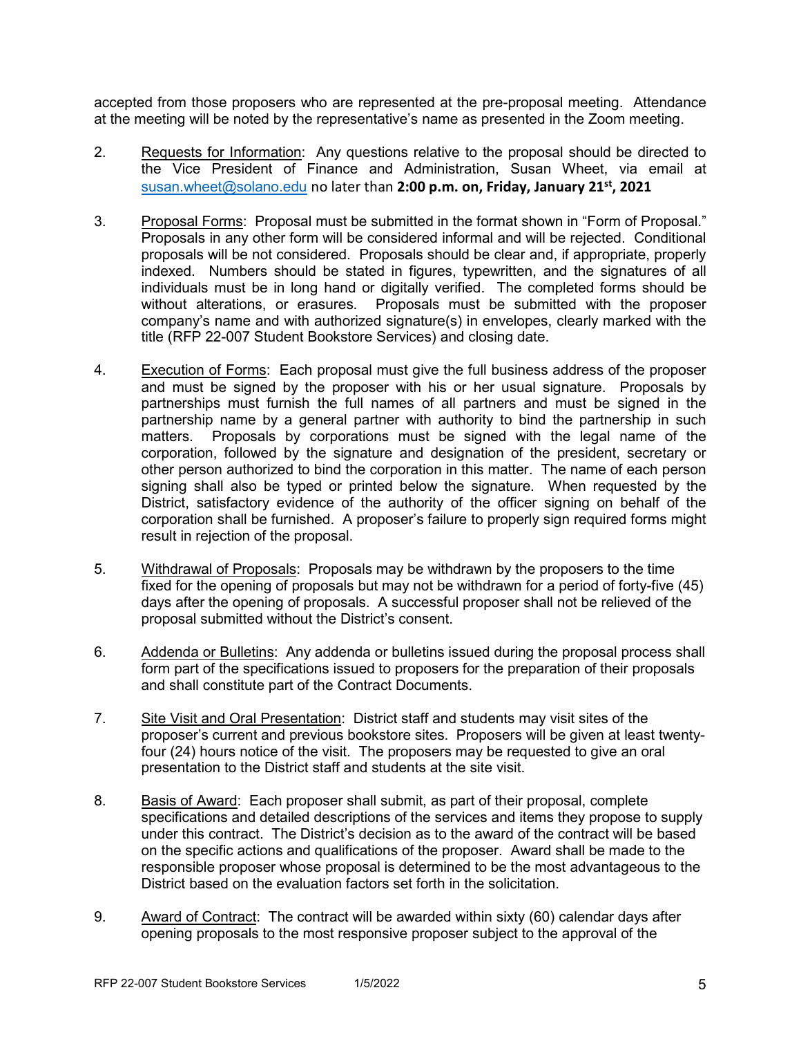accepted from those proposers who are represented at the pre-proposal meeting. Attendance at the meeting will be noted by the representative's name as presented in the Zoom meeting.

2. Requests for Information: Any questions relative to the proposal should be directed to the Vice President of Finance and Administration, Susan Wheet, via email at susan.wheet@solano.edu no later than **2:00 p.m. on, Friday, January 21st, 2021**

3. Proposal Forms: Proposal must be submitted in the format shown in "Form of Proposal." Proposals in any other form will be considered informal and will be rejected. Conditional proposals will be not considered. Proposals should be clear and, if appropriate, properly indexed. Numbers should be stated in figures, typewritten, and the signatures of all individuals must be in long hand or digitally verified. The completed forms should be without alterations, or erasures. Proposals must be submitted with the proposer company's name and with authorized signature(s) in envelopes, clearly marked with the title (RFP 22-007 Student Bookstore Services) and closing date.

4. Execution of Forms: Each proposal must give the full business address of the proposer and must be signed by the proposer with his or her usual signature. Proposals by partnerships must furnish the full names of all partners and must be signed in the partnership name by a general partner with authority to bind the partnership in such matters. Proposals by corporations must be signed with the legal name of the corporation, followed by the signature and designation of the president, secretary or other person authorized to bind the corporation in this matter. The name of each person signing shall also be typed or printed below the signature. When requested by the District, satisfactory evidence of the authority of the officer signing on behalf of the corporation shall be furnished. A proposer's failure to properly sign required forms might result in rejection of the proposal.

5. Withdrawal of Proposals: Proposals may be withdrawn by the proposers to the time fixed for the opening of proposals but may not be withdrawn for a period of forty-five (45) days after the opening of proposals. A successful proposer shall not be relieved of the proposal submitted without the District's consent.

6. Addenda or Bulletins: Any addenda or bulletins issued during the proposal process shall form part of the specifications issued to proposers for the preparation of their proposals and shall constitute part of the Contract Documents.

7. Site Visit and Oral Presentation: District staff and students may visit sites of the proposer's current and previous bookstore sites. Proposers will be given at least twenty-four (24) hours notice of the visit. The proposers may be requested to give an oral presentation to the District staff and students at the site visit.

8. Basis of Award: Each proposer shall submit, as part of their proposal, complete specifications and detailed descriptions of the services and items they propose to supply under this contract. The District's decision as to the award of the contract will be based on the specific actions and qualifications of the proposer. Award shall be made to the responsible proposer whose proposal is determined to be the most advantageous to the District based on the evaluation factors set forth in the solicitation.

9. Award of Contract: The contract will be awarded within sixty (60) calendar days after opening proposals to the most responsive proposer subject to the approval of the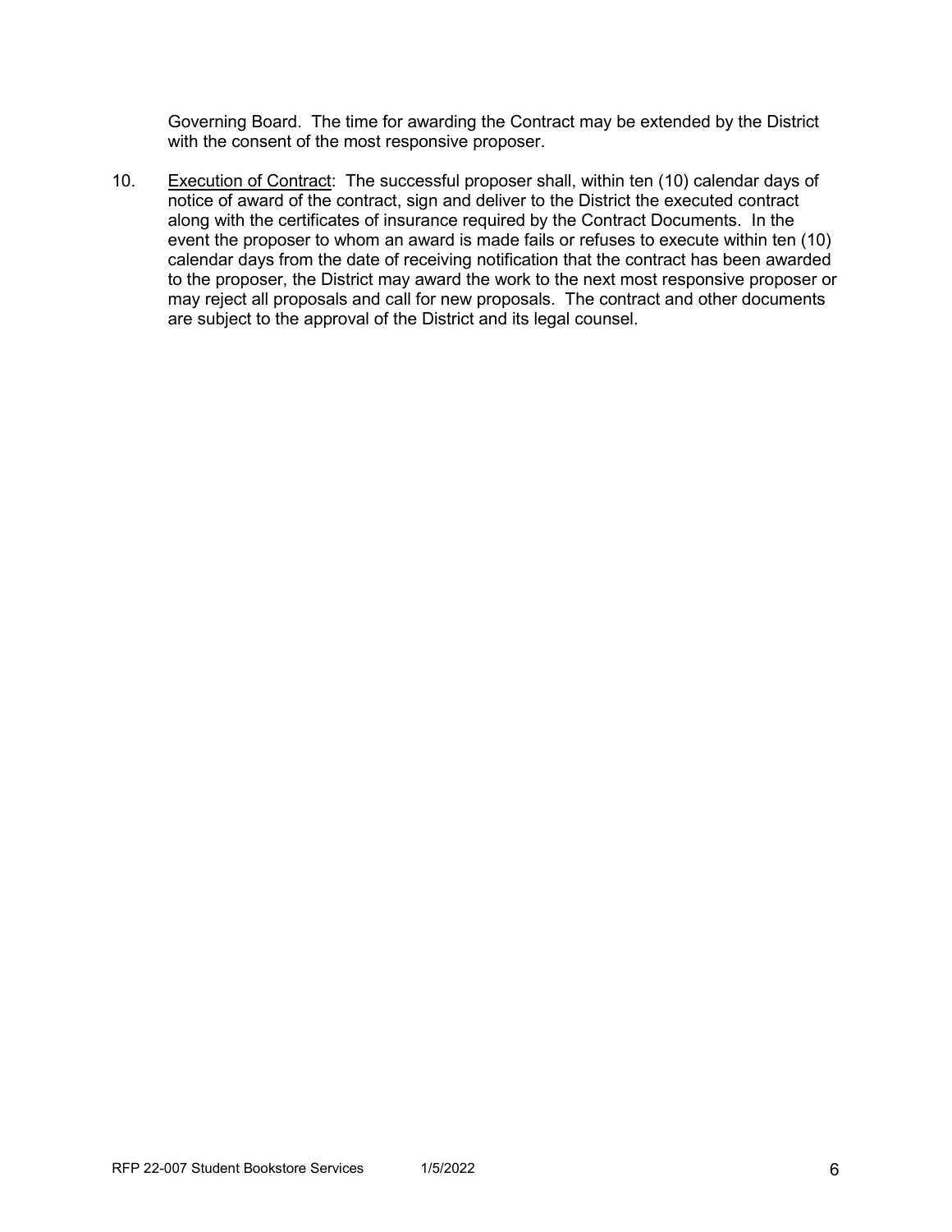Governing Board. The time for awarding the Contract may be extended by the District with the consent of the most responsive proposer.

10. Execution of Contract: The successful proposer shall, within ten (10) calendar days of notice of award of the contract, sign and deliver to the District the executed contract along with the certificates of insurance required by the Contract Documents. In the event the proposer to whom an award is made fails or refuses to execute within ten (10) calendar days from the date of receiving notification that the contract has been awarded to the proposer, the District may award the work to the next most responsive proposer or may reject all proposals and call for new proposals. The contract and other documents are subject to the approval of the District and its legal counsel.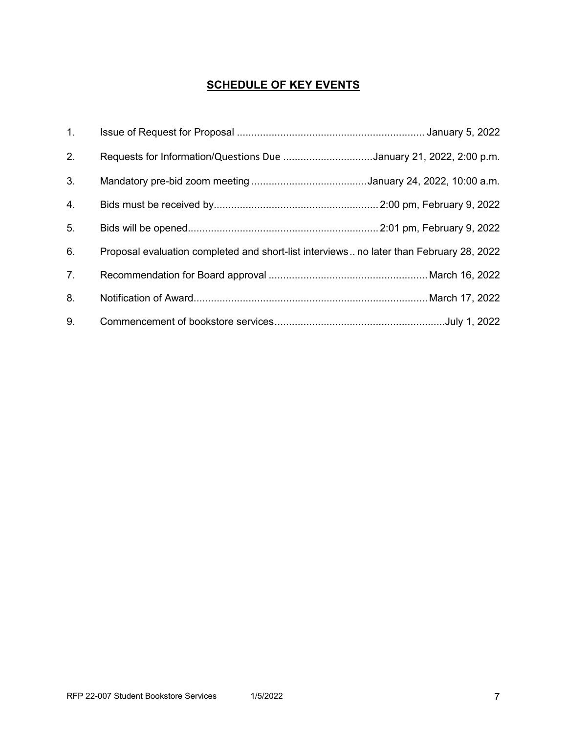## SCHEDULE OF KEY EVENTS

1. Issue of Request for Proposal ................................................................ January 5, 2022
2. Requests for Information/Questions Due ...............................January 21, 2022, 2:00 p.m.
3. Mandatory pre-bid zoom meeting ........................................January 24, 2022, 10:00 a.m.
4. Bids must be received by......................................................... 2:00 pm, February 9, 2022
5. Bids will be opened.................................................................. 2:01 pm, February 9, 2022
6. Proposal evaluation completed and short-list interviews.. no later than February 28, 2022
7. Recommendation for Board approval ...................................................... March 16, 2022
8. Notification of Award................................................................................ March 17, 2022
9. Commencement of bookstore services...........................................................July 1, 2022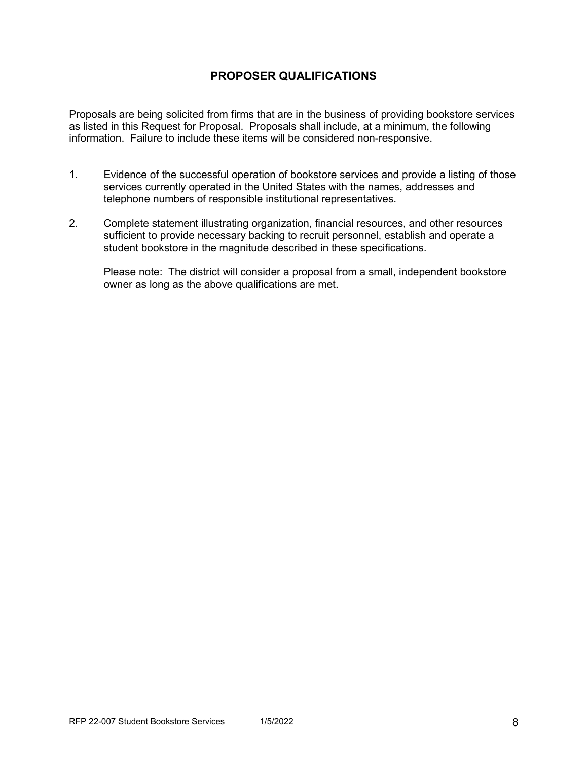## PROPOSER QUALIFICATIONS

Proposals are being solicited from firms that are in the business of providing bookstore services as listed in this Request for Proposal. Proposals shall include, at a minimum, the following information. Failure to include these items will be considered non-responsive.

1. Evidence of the successful operation of bookstore services and provide a listing of those services currently operated in the United States with the names, addresses and telephone numbers of responsible institutional representatives.

2. Complete statement illustrating organization, financial resources, and other resources sufficient to provide necessary backing to recruit personnel, establish and operate a student bookstore in the magnitude described in these specifications.

   Please note: The district will consider a proposal from a small, independent bookstore owner as long as the above qualifications are met.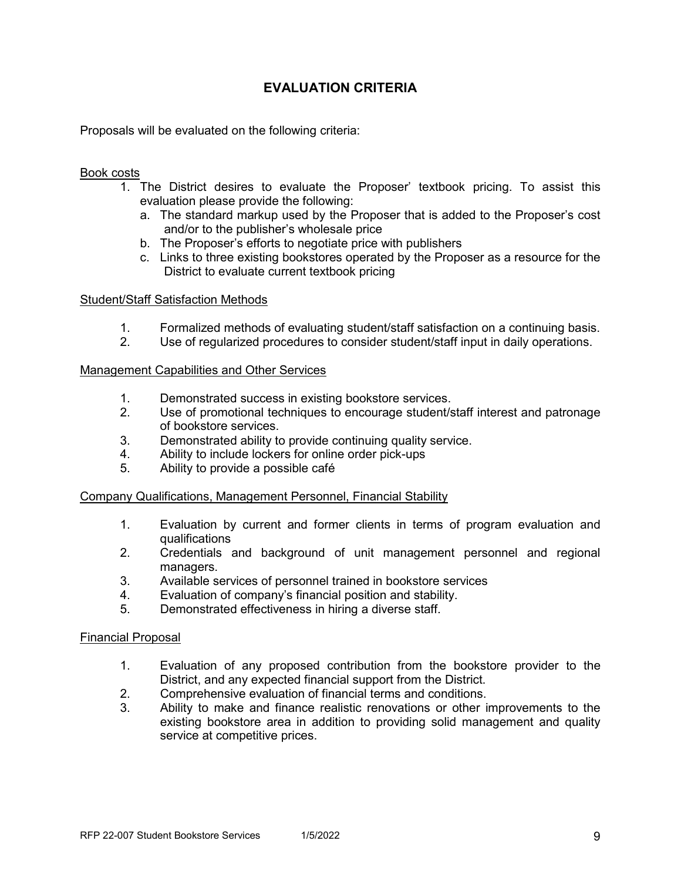## EVALUATION CRITERIA

Proposals will be evaluated on the following criteria:

Book costs

1. The District desires to evaluate the Proposer' textbook pricing. To assist this evaluation please provide the following:
   a. The standard markup used by the Proposer that is added to the Proposer's cost and/or to the publisher's wholesale price
   b. The Proposer's efforts to negotiate price with publishers
   c. Links to three existing bookstores operated by the Proposer as a resource for the District to evaluate current textbook pricing

Student/Staff Satisfaction Methods

1. Formalized methods of evaluating student/staff satisfaction on a continuing basis.
2. Use of regularized procedures to consider student/staff input in daily operations.

Management Capabilities and Other Services

1. Demonstrated success in existing bookstore services.
2. Use of promotional techniques to encourage student/staff interest and patronage of bookstore services.
3. Demonstrated ability to provide continuing quality service.
4. Ability to include lockers for online order pick-ups
5. Ability to provide a possible café

Company Qualifications, Management Personnel, Financial Stability

1. Evaluation by current and former clients in terms of program evaluation and qualifications
2. Credentials and background of unit management personnel and regional managers.
3. Available services of personnel trained in bookstore services
4. Evaluation of company's financial position and stability.
5. Demonstrated effectiveness in hiring a diverse staff.

Financial Proposal

1. Evaluation of any proposed contribution from the bookstore provider to the District, and any expected financial support from the District.
2. Comprehensive evaluation of financial terms and conditions.
3. Ability to make and finance realistic renovations or other improvements to the existing bookstore area in addition to providing solid management and quality service at competitive prices.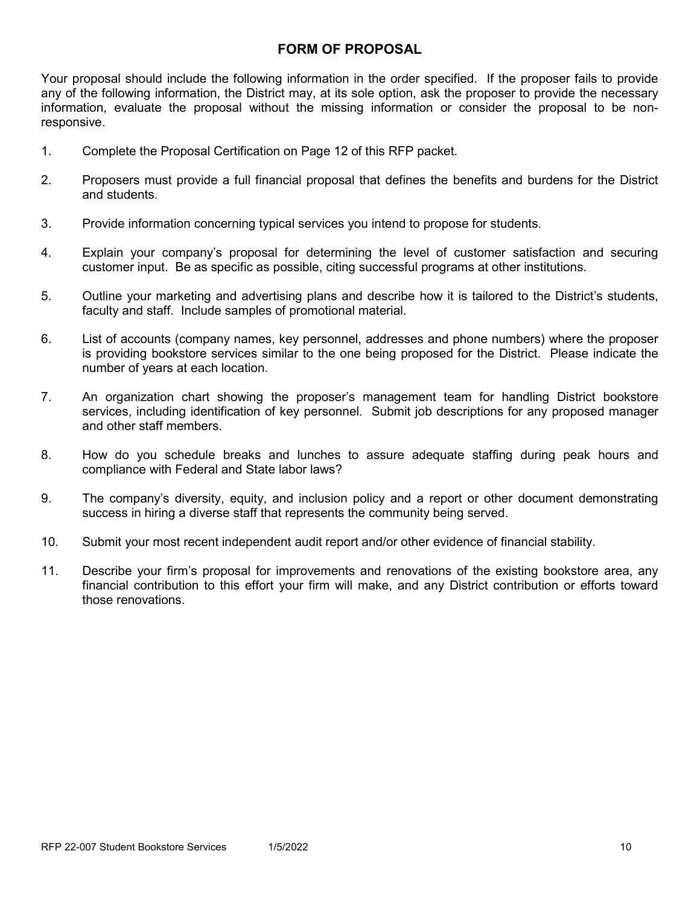## FORM OF PROPOSAL

Your proposal should include the following information in the order specified. If the proposer fails to provide any of the following information, the District may, at its sole option, ask the proposer to provide the necessary information, evaluate the proposal without the missing information or consider the proposal to be non-responsive.

1. Complete the Proposal Certification on Page 12 of this RFP packet.

2. Proposers must provide a full financial proposal that defines the benefits and burdens for the District and students.

3. Provide information concerning typical services you intend to propose for students.

4. Explain your company's proposal for determining the level of customer satisfaction and securing customer input. Be as specific as possible, citing successful programs at other institutions.

5. Outline your marketing and advertising plans and describe how it is tailored to the District's students, faculty and staff. Include samples of promotional material.

6. List of accounts (company names, key personnel, addresses and phone numbers) where the proposer is providing bookstore services similar to the one being proposed for the District. Please indicate the number of years at each location.

7. An organization chart showing the proposer's management team for handling District bookstore services, including identification of key personnel. Submit job descriptions for any proposed manager and other staff members.

8. How do you schedule breaks and lunches to assure adequate staffing during peak hours and compliance with Federal and State labor laws?

9. The company's diversity, equity, and inclusion policy and a report or other document demonstrating success in hiring a diverse staff that represents the community being served.

10. Submit your most recent independent audit report and/or other evidence of financial stability.

11. Describe your firm's proposal for improvements and renovations of the existing bookstore area, any financial contribution to this effort your firm will make, and any District contribution or efforts toward those renovations.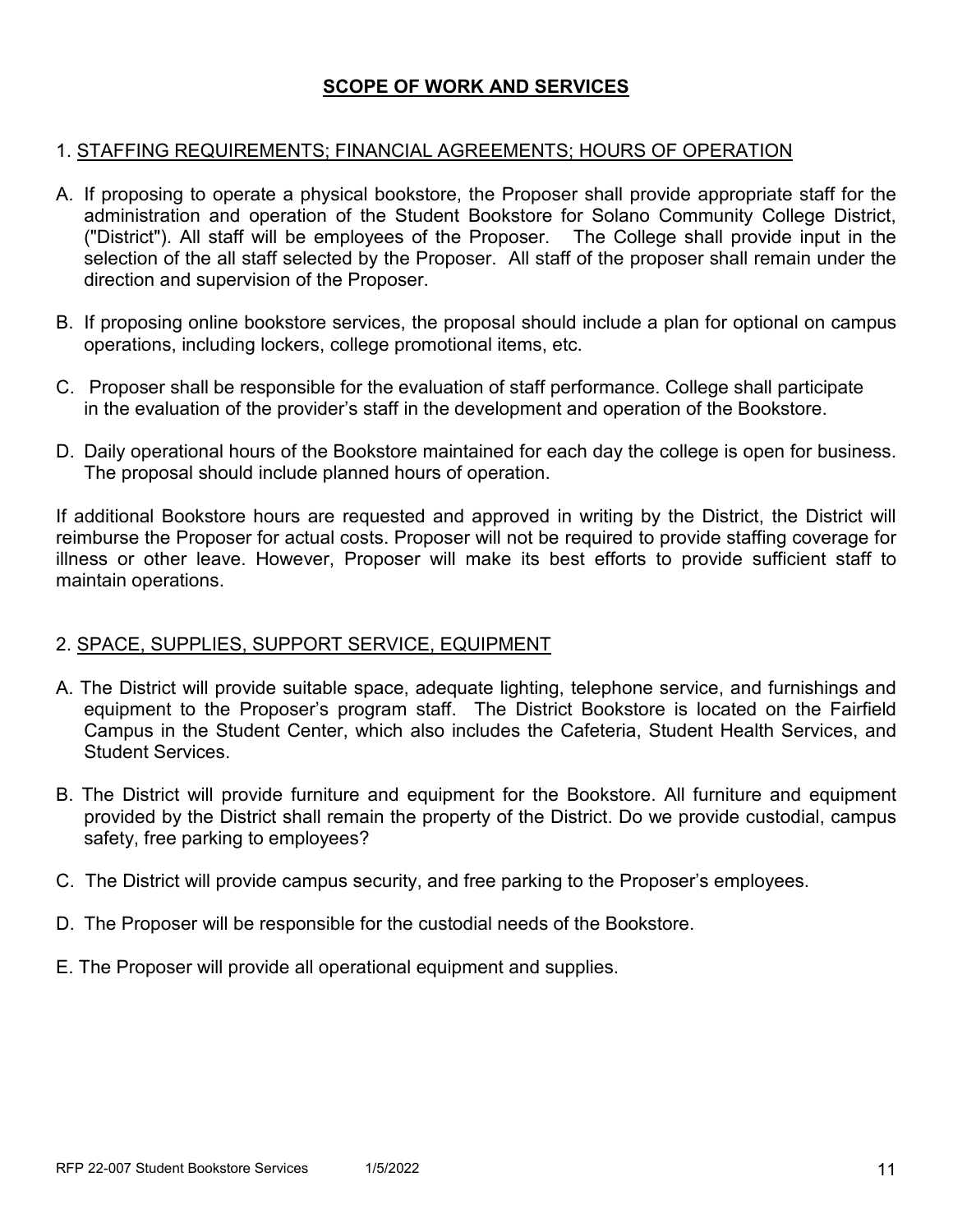## SCOPE OF WORK AND SERVICES

### 1. STAFFING REQUIREMENTS; FINANCIAL AGREEMENTS; HOURS OF OPERATION

A. If proposing to operate a physical bookstore, the Proposer shall provide appropriate staff for the administration and operation of the Student Bookstore for Solano Community College District, ("District"). All staff will be employees of the Proposer. The College shall provide input in the selection of the all staff selected by the Proposer. All staff of the proposer shall remain under the direction and supervision of the Proposer.

B. If proposing online bookstore services, the proposal should include a plan for optional on campus operations, including lockers, college promotional items, etc.

C. Proposer shall be responsible for the evaluation of staff performance. College shall participate in the evaluation of the provider's staff in the development and operation of the Bookstore.

D. Daily operational hours of the Bookstore maintained for each day the college is open for business. The proposal should include planned hours of operation.

If additional Bookstore hours are requested and approved in writing by the District, the District will reimburse the Proposer for actual costs. Proposer will not be required to provide staffing coverage for illness or other leave. However, Proposer will make its best efforts to provide sufficient staff to maintain operations.

### 2. SPACE, SUPPLIES, SUPPORT SERVICE, EQUIPMENT

A. The District will provide suitable space, adequate lighting, telephone service, and furnishings and equipment to the Proposer's program staff. The District Bookstore is located on the Fairfield Campus in the Student Center, which also includes the Cafeteria, Student Health Services, and Student Services.

B. The District will provide furniture and equipment for the Bookstore. All furniture and equipment provided by the District shall remain the property of the District. Do we provide custodial, campus safety, free parking to employees?

C. The District will provide campus security, and free parking to the Proposer's employees.

D. The Proposer will be responsible for the custodial needs of the Bookstore.

E. The Proposer will provide all operational equipment and supplies.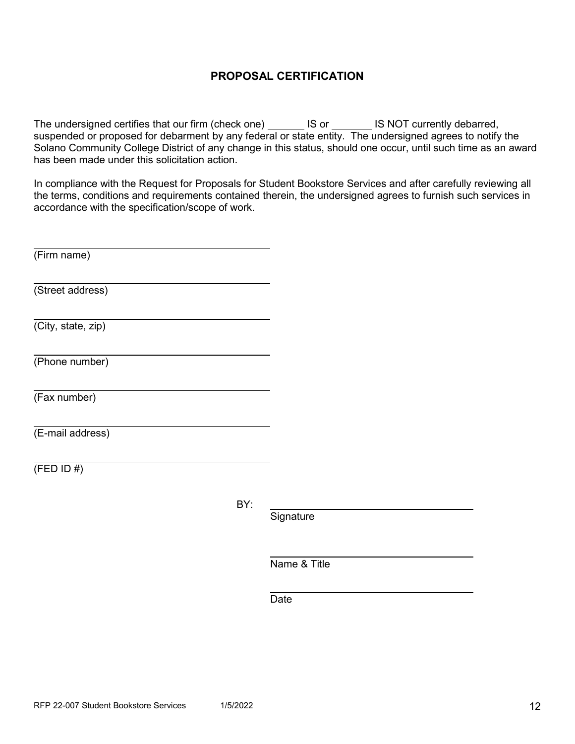## PROPOSAL CERTIFICATION

The undersigned certifies that our firm (check one) _______ IS or _______ IS NOT currently debarred, suspended or proposed for debarment by any federal or state entity. The undersigned agrees to notify the Solano Community College District of any change in this status, should one occur, until such time as an award has been made under this solicitation action.

In compliance with the Request for Proposals for Student Bookstore Services and after carefully reviewing all the terms, conditions and requirements contained therein, the undersigned agrees to furnish such services in accordance with the specification/scope of work.

\_\_\_\_\_\_\_\_\_\_\_\_\_\_\_\_\_\_\_\_\_\_\_\_\_\_\_\_\_\_\_\_\_\_\_\_\_\_\_\_
(Firm name)

\_\_\_\_\_\_\_\_\_\_\_\_\_\_\_\_\_\_\_\_\_\_\_\_\_\_\_\_\_\_\_\_\_\_\_\_\_\_\_\_
(Street address)

\_\_\_\_\_\_\_\_\_\_\_\_\_\_\_\_\_\_\_\_\_\_\_\_\_\_\_\_\_\_\_\_\_\_\_\_\_\_\_\_
(City, state, zip)

\_\_\_\_\_\_\_\_\_\_\_\_\_\_\_\_\_\_\_\_\_\_\_\_\_\_\_\_\_\_\_\_\_\_\_\_\_\_\_\_
(Phone number)

\_\_\_\_\_\_\_\_\_\_\_\_\_\_\_\_\_\_\_\_\_\_\_\_\_\_\_\_\_\_\_\_\_\_\_\_\_\_\_\_
(Fax number)

\_\_\_\_\_\_\_\_\_\_\_\_\_\_\_\_\_\_\_\_\_\_\_\_\_\_\_\_\_\_\_\_\_\_\_\_\_\_\_\_
(E-mail address)

\_\_\_\_\_\_\_\_\_\_\_\_\_\_\_\_\_\_\_\_\_\_\_\_\_\_\_\_\_\_\_\_\_\_\_\_\_\_\_\_
(FED ID #)

BY: \_\_\_\_\_\_\_\_\_\_\_\_\_\_\_\_\_\_\_\_\_\_\_\_\_\_\_\_\_\_\_\_\_\_\_\_\_\_\_\_
Signature

\_\_\_\_\_\_\_\_\_\_\_\_\_\_\_\_\_\_\_\_\_\_\_\_\_\_\_\_\_\_\_\_\_\_\_\_\_\_\_\_
Name & Title

\_\_\_\_\_\_\_\_\_\_\_\_\_\_\_\_\_\_\_\_\_\_\_\_\_\_\_\_\_\_\_\_\_\_\_\_\_\_\_\_
Date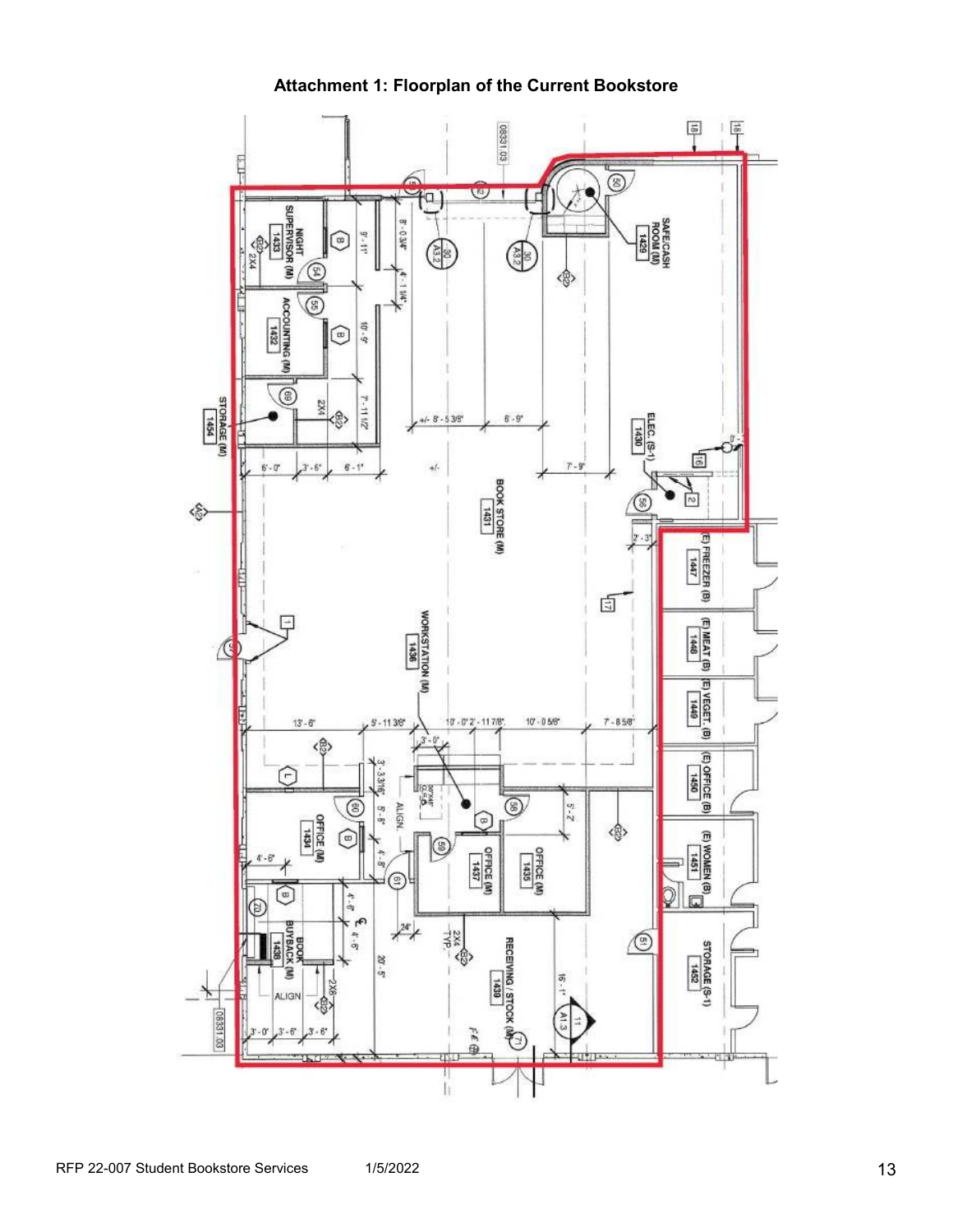## Attachment 1: Floorplan of the Current Bookstore

SAFE/CASH ROOM (M) 1429

NIGHT SUPERVISOR (M) 1433

ACCOUNTING (M) 1432

STORAGE (M) 1454

ELEC. (S-1) 1430

BOOK STORE (M) 1431

WORKSTATION (M) 1436

(E) FREEZER (B) 1447

(E) MEAT (B) 1448

(E) VEGET. (B) 1449

(E) OFFICE (B) 1450

(E) WOMEN (B) 1451

STORAGE (S-1) 1452

OFFICE (M) 1434

OFFICE (M) 1437

OFFICE (M) 1435

BOOK BUYBACK (M) 1438

RECEIVING / STOCK (M) 1439

08331.03